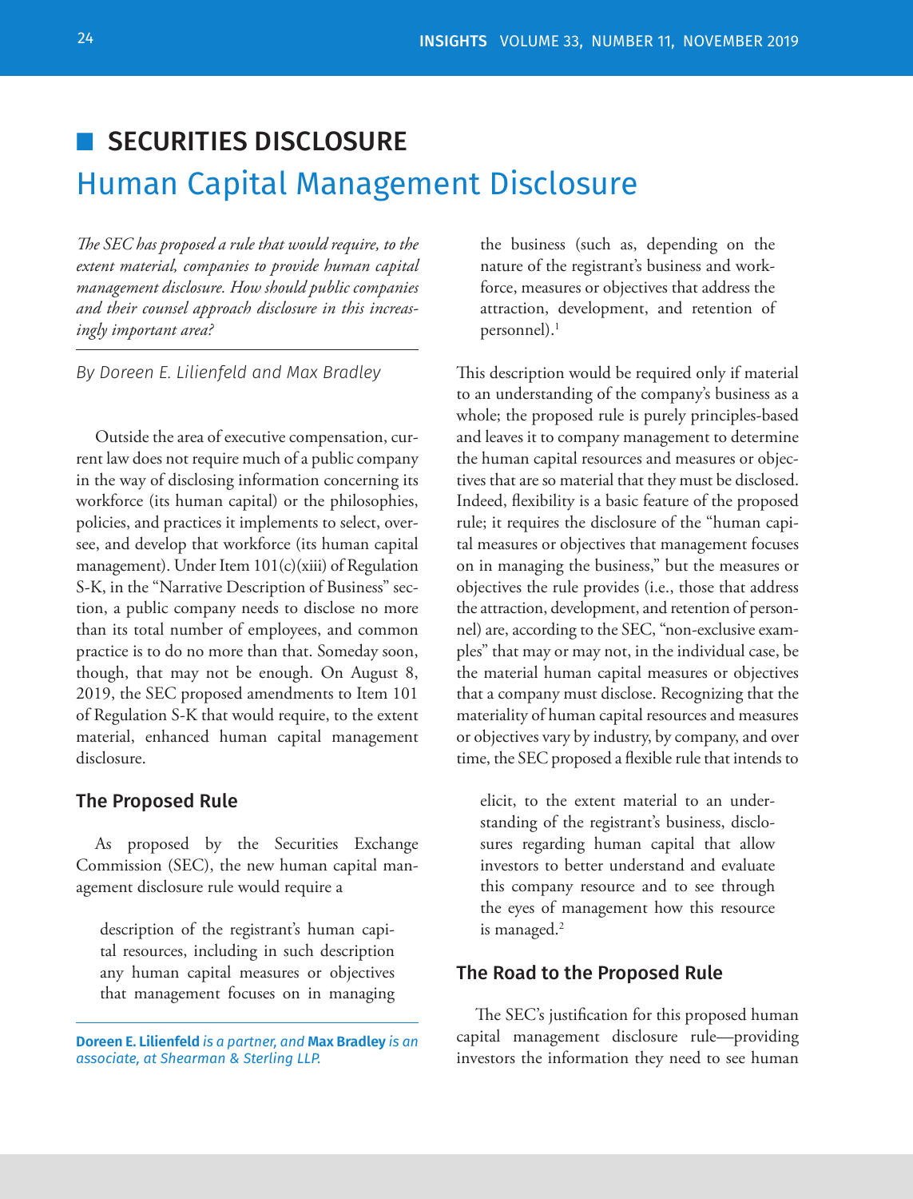# SECURITIES DISCLOSURE

## Human Capital Management Disclosure

*The SEC has proposed a rule that would require, to the extent material, companies to provide human capital management disclosure. How should public companies and their counsel approach disclosure in this increasingly important area?*

*By Doreen E. Lilienfeld and Max Bradley*

Outside the area of executive compensation, current law does not require much of a public company in the way of disclosing information concerning its workforce (its human capital) or the philosophies, policies, and practices it implements to select, oversee, and develop that workforce (its human capital management). Under Item 101(c)(xiii) of Regulation S-K, in the "Narrative Description of Business" section, a public company needs to disclose no more than its total number of employees, and common practice is to do no more than that. Someday soon, though, that may not be enough. On August 8, 2019, the SEC proposed amendments to Item 101 of Regulation S-K that would require, to the extent material, enhanced human capital management disclosure.

### The Proposed Rule

As proposed by the Securities Exchange Commission (SEC), the new human capital management disclosure rule would require a

> description of the registrant's human capital resources, including in such description any human capital measures or objectives that management focuses on in managing the business (such as, depending on the nature of the registrant's business and workforce, measures or objectives that address the attraction, development, and retention of personnel).[1]

This description would be required only if material to an understanding of the company's business as a whole; the proposed rule is purely principles-based and leaves it to company management to determine the human capital resources and measures or objectives that are so material that they must be disclosed. Indeed, flexibility is a basic feature of the proposed rule; it requires the disclosure of the "human capital measures or objectives that management focuses on in managing the business," but the measures or objectives the rule provides (i.e., those that address the attraction, development, and retention of personnel) are, according to the SEC, "non-exclusive examples" that may or may not, in the individual case, be the material human capital measures or objectives that a company must disclose. Recognizing that the materiality of human capital resources and measures or objectives vary by industry, by company, and over time, the SEC proposed a flexible rule that intends to

> elicit, to the extent material to an understanding of the registrant's business, disclosures regarding human capital that allow investors to better understand and evaluate this company resource and to see through the eyes of management how this resource is managed.[2]

### The Road to the Proposed Rule

The SEC's justification for this proposed human capital management disclosure rule—providing investors the information they need to see human

**Doreen E. Lilienfeld** *is a partner, and* **Max Bradley** *is an associate, at Shearman & Sterling LLP.*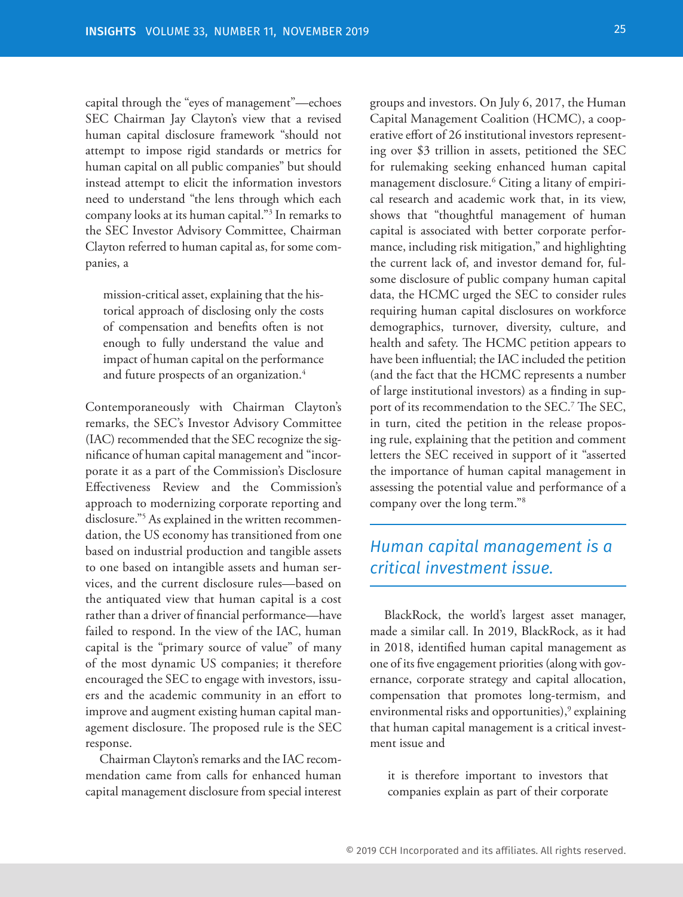capital through the "eyes of management"—echoes SEC Chairman Jay Clayton's view that a revised human capital disclosure framework "should not attempt to impose rigid standards or metrics for human capital on all public companies" but should instead attempt to elicit the information investors need to understand "the lens through which each company looks at its human capital."[3] In remarks to the SEC Investor Advisory Committee, Chairman Clayton referred to human capital as, for some companies, a

> mission-critical asset, explaining that the historical approach of disclosing only the costs of compensation and benefits often is not enough to fully understand the value and impact of human capital on the performance and future prospects of an organization.[4]

Contemporaneously with Chairman Clayton's remarks, the SEC's Investor Advisory Committee (IAC) recommended that the SEC recognize the significance of human capital management and "incorporate it as a part of the Commission's Disclosure Effectiveness Review and the Commission's approach to modernizing corporate reporting and disclosure."[5] As explained in the written recommendation, the US economy has transitioned from one based on industrial production and tangible assets to one based on intangible assets and human services, and the current disclosure rules—based on the antiquated view that human capital is a cost rather than a driver of financial performance—have failed to respond. In the view of the IAC, human capital is the "primary source of value" of many of the most dynamic US companies; it therefore encouraged the SEC to engage with investors, issuers and the academic community in an effort to improve and augment existing human capital management disclosure. The proposed rule is the SEC response.

Chairman Clayton's remarks and the IAC recommendation came from calls for enhanced human capital management disclosure from special interest groups and investors. On July 6, 2017, the Human Capital Management Coalition (HCMC), a cooperative effort of 26 institutional investors representing over $3 trillion in assets, petitioned the SEC for rulemaking seeking enhanced human capital management disclosure.[6] Citing a litany of empirical research and academic work that, in its view, shows that "thoughtful management of human capital is associated with better corporate performance, including risk mitigation," and highlighting the current lack of, and investor demand for, fulsome disclosure of public company human capital data, the HCMC urged the SEC to consider rules requiring human capital disclosures on workforce demographics, turnover, diversity, culture, and health and safety. The HCMC petition appears to have been influential; the IAC included the petition (and the fact that the HCMC represents a number of large institutional investors) as a finding in support of its recommendation to the SEC.[7] The SEC, in turn, cited the petition in the release proposing rule, explaining that the petition and comment letters the SEC received in support of it "asserted the importance of human capital management in assessing the potential value and performance of a company over the long term."[8]

*Human capital management is a critical investment issue.*

BlackRock, the world's largest asset manager, made a similar call. In 2019, BlackRock, as it had in 2018, identified human capital management as one of its five engagement priorities (along with governance, corporate strategy and capital allocation, compensation that promotes long-termism, and environmental risks and opportunities),[9] explaining that human capital management is a critical investment issue and

> it is therefore important to investors that companies explain as part of their corporate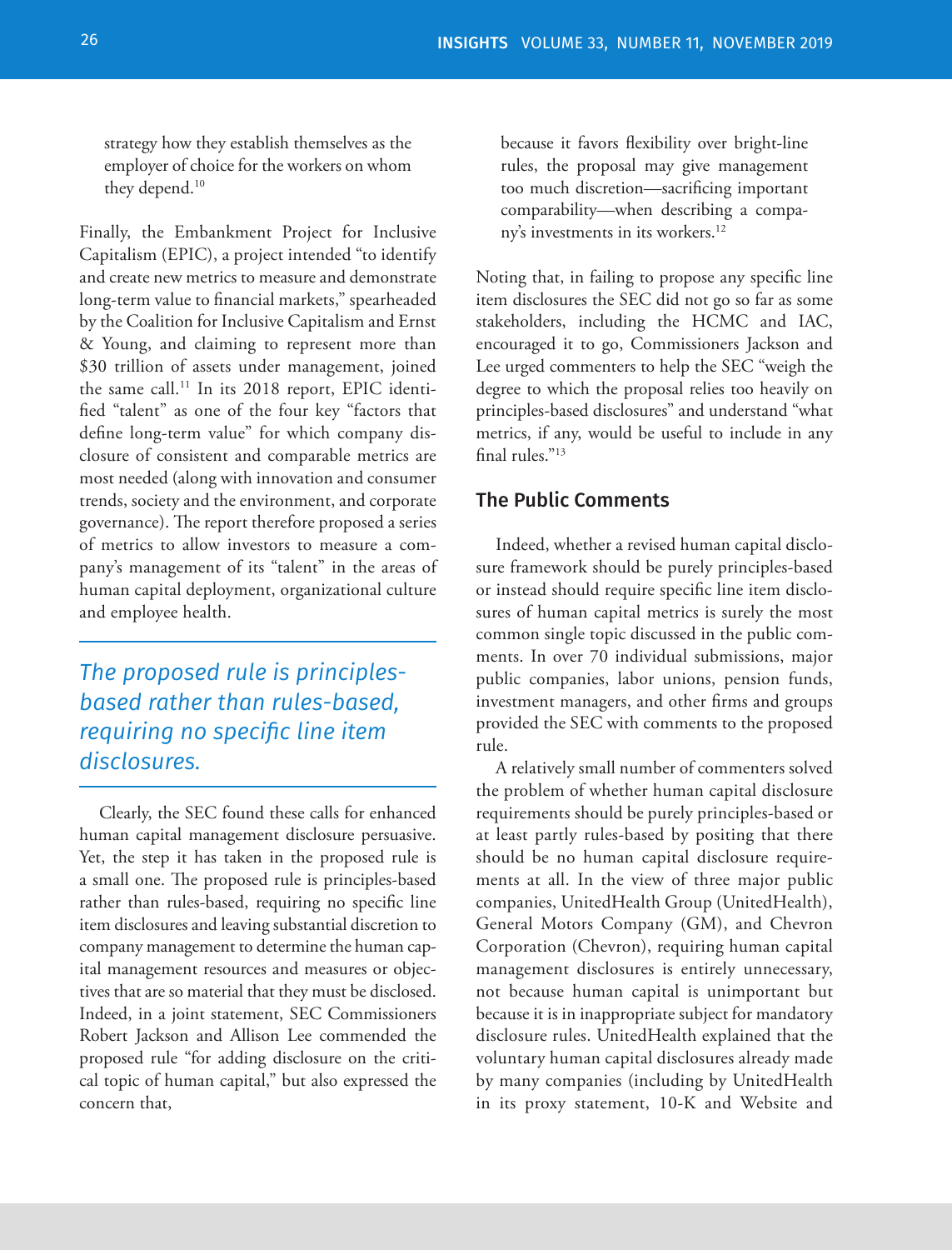strategy how they establish themselves as the employer of choice for the workers on whom they depend.[10]

Finally, the Embankment Project for Inclusive Capitalism (EPIC), a project intended "to identify and create new metrics to measure and demonstrate long-term value to financial markets," spearheaded by the Coalition for Inclusive Capitalism and Ernst & Young, and claiming to represent more than $30 trillion of assets under management, joined the same call.[11] In its 2018 report, EPIC identified "talent" as one of the four key "factors that define long-term value" for which company disclosure of consistent and comparable metrics are most needed (along with innovation and consumer trends, society and the environment, and corporate governance). The report therefore proposed a series of metrics to allow investors to measure a company's management of its "talent" in the areas of human capital deployment, organizational culture and employee health.

*The proposed rule is principles-based rather than rules-based, requiring no specific line item disclosures.*

Clearly, the SEC found these calls for enhanced human capital management disclosure persuasive. Yet, the step it has taken in the proposed rule is a small one. The proposed rule is principles-based rather than rules-based, requiring no specific line item disclosures and leaving substantial discretion to company management to determine the human capital management resources and measures or objectives that are so material that they must be disclosed. Indeed, in a joint statement, SEC Commissioners Robert Jackson and Allison Lee commended the proposed rule "for adding disclosure on the critical topic of human capital," but also expressed the concern that,

> because it favors flexibility over bright-line rules, the proposal may give management too much discretion—sacrificing important comparability—when describing a company's investments in its workers.[12]

Noting that, in failing to propose any specific line item disclosures the SEC did not go so far as some stakeholders, including the HCMC and IAC, encouraged it to go, Commissioners Jackson and Lee urged commenters to help the SEC "weigh the degree to which the proposal relies too heavily on principles-based disclosures" and understand "what metrics, if any, would be useful to include in any final rules."[13]

## The Public Comments

Indeed, whether a revised human capital disclosure framework should be purely principles-based or instead should require specific line item disclosures of human capital metrics is surely the most common single topic discussed in the public comments. In over 70 individual submissions, major public companies, labor unions, pension funds, investment managers, and other firms and groups provided the SEC with comments to the proposed rule.

A relatively small number of commenters solved the problem of whether human capital disclosure requirements should be purely principles-based or at least partly rules-based by positing that there should be no human capital disclosure requirements at all. In the view of three major public companies, UnitedHealth Group (UnitedHealth), General Motors Company (GM), and Chevron Corporation (Chevron), requiring human capital management disclosures is entirely unnecessary, not because human capital is unimportant but because it is in inappropriate subject for mandatory disclosure rules. UnitedHealth explained that the voluntary human capital disclosures already made by many companies (including by UnitedHealth in its proxy statement, 10-K and Website and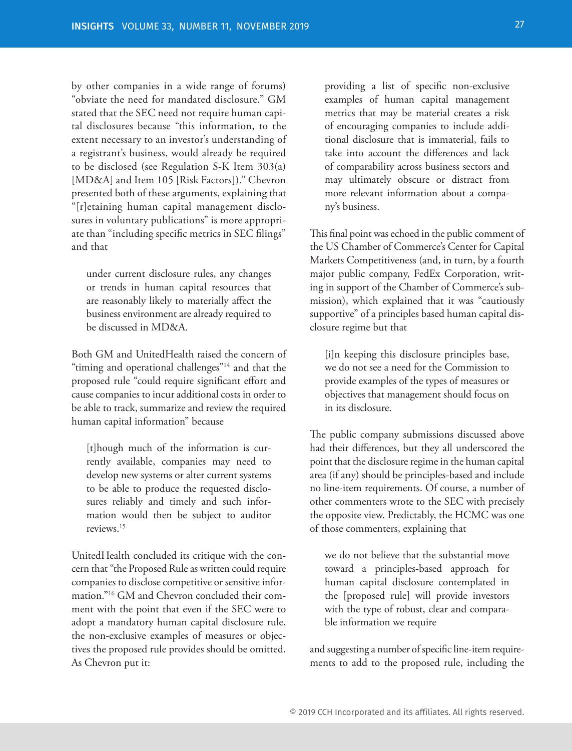by other companies in a wide range of forums) "obviate the need for mandated disclosure." GM stated that the SEC need not require human capital disclosures because "this information, to the extent necessary to an investor's understanding of a registrant's business, would already be required to be disclosed (see Regulation S-K Item 303(a) [MD&A] and Item 105 [Risk Factors])." Chevron presented both of these arguments, explaining that "[r]etaining human capital management disclosures in voluntary publications" is more appropriate than "including specific metrics in SEC filings" and that

> under current disclosure rules, any changes or trends in human capital resources that are reasonably likely to materially affect the business environment are already required to be discussed in MD&A.

Both GM and UnitedHealth raised the concern of "timing and operational challenges"[14] and that the proposed rule "could require significant effort and cause companies to incur additional costs in order to be able to track, summarize and review the required human capital information" because

> [t]hough much of the information is currently available, companies may need to develop new systems or alter current systems to be able to produce the requested disclosures reliably and timely and such information would then be subject to auditor reviews.[15]

UnitedHealth concluded its critique with the concern that "the Proposed Rule as written could require companies to disclose competitive or sensitive information."[16] GM and Chevron concluded their comment with the point that even if the SEC were to adopt a mandatory human capital disclosure rule, the non-exclusive examples of measures or objectives the proposed rule provides should be omitted. As Chevron put it:

> providing a list of specific non-exclusive examples of human capital management metrics that may be material creates a risk of encouraging companies to include additional disclosure that is immaterial, fails to take into account the differences and lack of comparability across business sectors and may ultimately obscure or distract from more relevant information about a company's business.

This final point was echoed in the public comment of the US Chamber of Commerce's Center for Capital Markets Competitiveness (and, in turn, by a fourth major public company, FedEx Corporation, writing in support of the Chamber of Commerce's submission), which explained that it was "cautiously supportive" of a principles based human capital disclosure regime but that

> [i]n keeping this disclosure principles base, we do not see a need for the Commission to provide examples of the types of measures or objectives that management should focus on in its disclosure.

The public company submissions discussed above had their differences, but they all underscored the point that the disclosure regime in the human capital area (if any) should be principles-based and include no line-item requirements. Of course, a number of other commenters wrote to the SEC with precisely the opposite view. Predictably, the HCMC was one of those commenters, explaining that

> we do not believe that the substantial move toward a principles-based approach for human capital disclosure contemplated in the [proposed rule] will provide investors with the type of robust, clear and comparable information we require

and suggesting a number of specific line-item requirements to add to the proposed rule, including the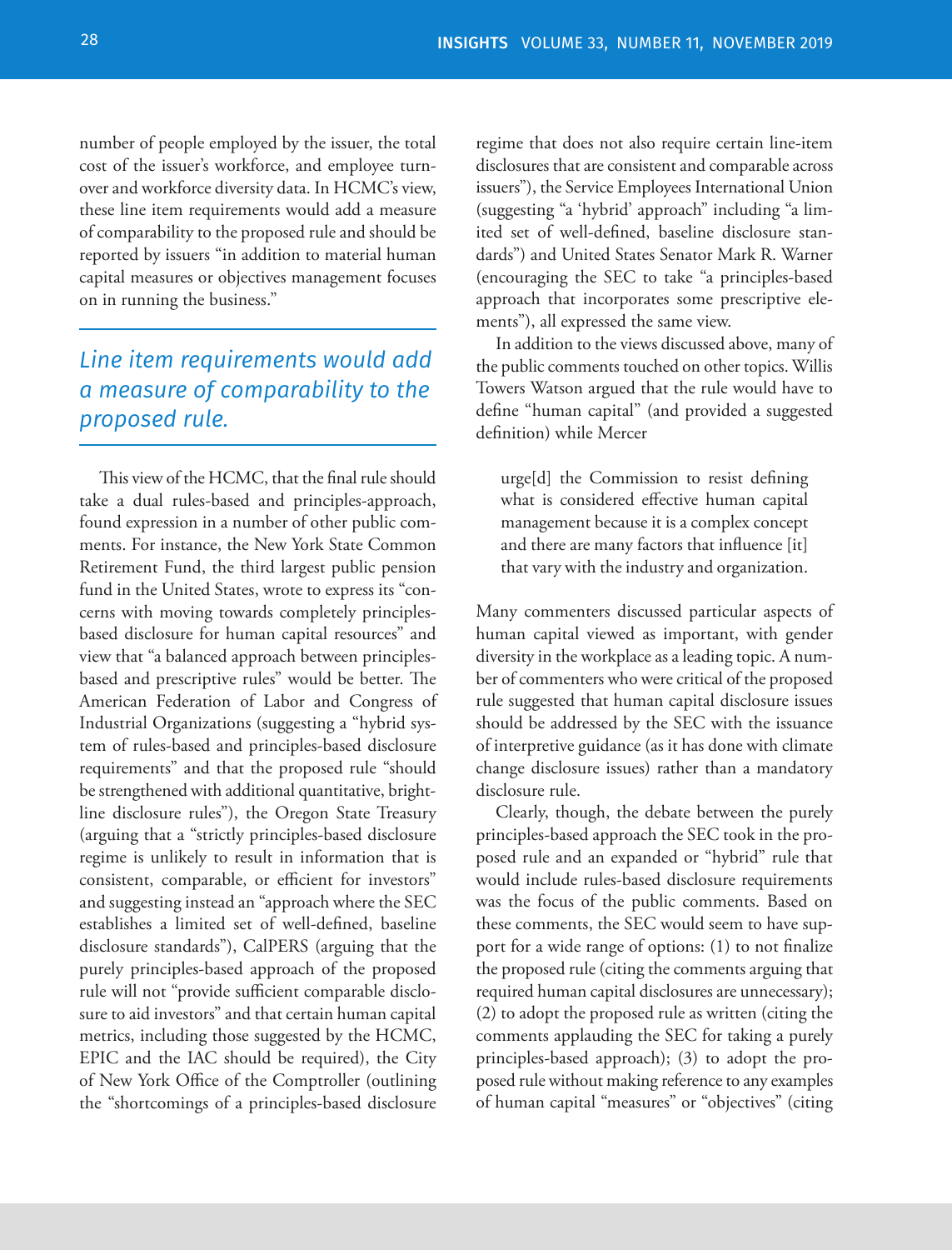number of people employed by the issuer, the total cost of the issuer's workforce, and employee turnover and workforce diversity data. In HCMC's view, these line item requirements would add a measure of comparability to the proposed rule and should be reported by issuers "in addition to material human capital measures or objectives management focuses on in running the business."

> *Line item requirements would add a measure of comparability to the proposed rule.*

This view of the HCMC, that the final rule should take a dual rules-based and principles-approach, found expression in a number of other public comments. For instance, the New York State Common Retirement Fund, the third largest public pension fund in the United States, wrote to express its "concerns with moving towards completely principles-based disclosure for human capital resources" and view that "a balanced approach between principles-based and prescriptive rules" would be better. The American Federation of Labor and Congress of Industrial Organizations (suggesting a "hybrid system of rules-based and principles-based disclosure requirements" and that the proposed rule "should be strengthened with additional quantitative, bright-line disclosure rules"), the Oregon State Treasury (arguing that a "strictly principles-based disclosure regime is unlikely to result in information that is consistent, comparable, or efficient for investors" and suggesting instead an "approach where the SEC establishes a limited set of well-defined, baseline disclosure standards"), CalPERS (arguing that the purely principles-based approach of the proposed rule will not "provide sufficient comparable disclosure to aid investors" and that certain human capital metrics, including those suggested by the HCMC, EPIC and the IAC should be required), the City of New York Office of the Comptroller (outlining the "shortcomings of a principles-based disclosure regime that does not also require certain line-item disclosures that are consistent and comparable across issuers"), the Service Employees International Union (suggesting "a 'hybrid' approach" including "a limited set of well-defined, baseline disclosure standards") and United States Senator Mark R. Warner (encouraging the SEC to take "a principles-based approach that incorporates some prescriptive elements"), all expressed the same view.

In addition to the views discussed above, many of the public comments touched on other topics. Willis Towers Watson argued that the rule would have to define "human capital" (and provided a suggested definition) while Mercer

> urge[d] the Commission to resist defining what is considered effective human capital management because it is a complex concept and there are many factors that influence [it] that vary with the industry and organization.

Many commenters discussed particular aspects of human capital viewed as important, with gender diversity in the workplace as a leading topic. A number of commenters who were critical of the proposed rule suggested that human capital disclosure issues should be addressed by the SEC with the issuance of interpretive guidance (as it has done with climate change disclosure issues) rather than a mandatory disclosure rule.

Clearly, though, the debate between the purely principles-based approach the SEC took in the proposed rule and an expanded or "hybrid" rule that would include rules-based disclosure requirements was the focus of the public comments. Based on these comments, the SEC would seem to have support for a wide range of options: (1) to not finalize the proposed rule (citing the comments arguing that required human capital disclosures are unnecessary); (2) to adopt the proposed rule as written (citing the comments applauding the SEC for taking a purely principles-based approach); (3) to adopt the proposed rule without making reference to any examples of human capital "measures" or "objectives" (citing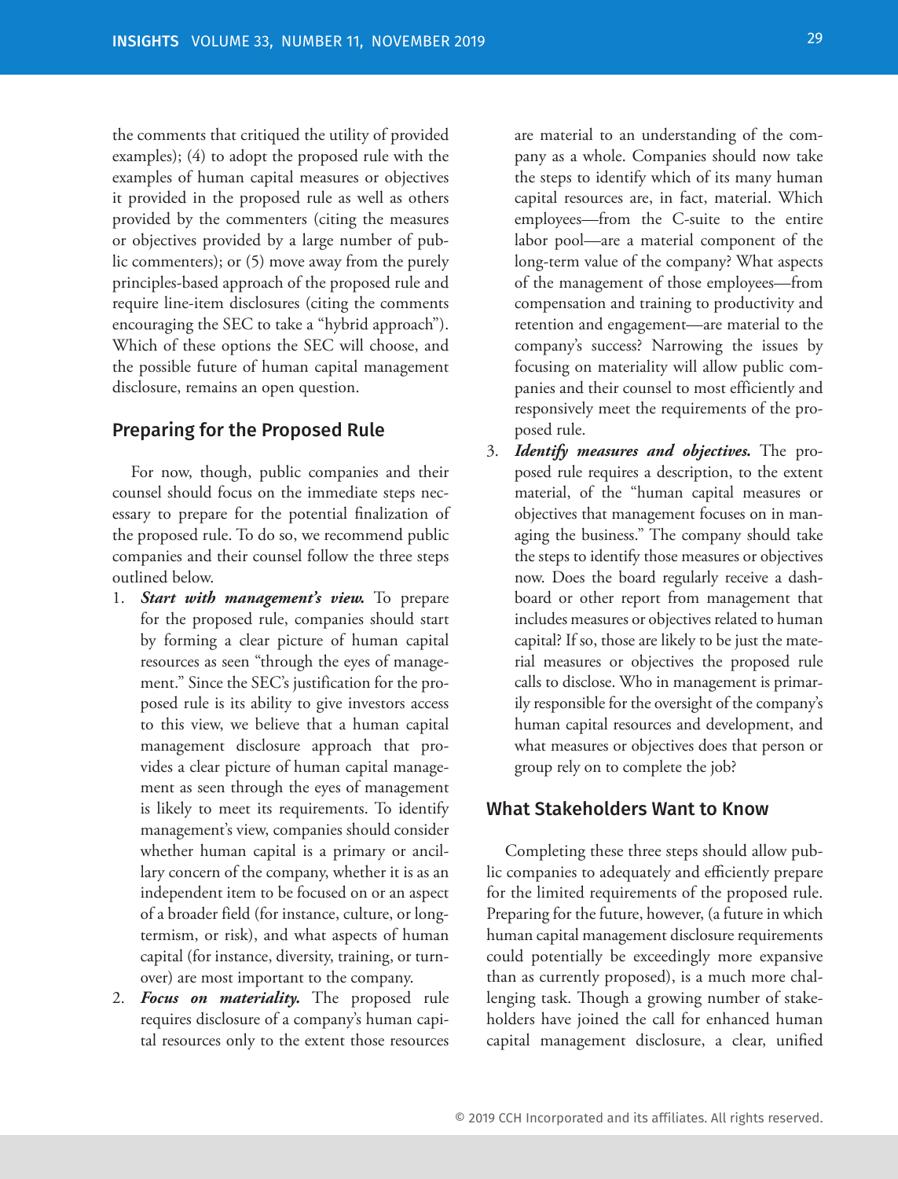the comments that critiqued the utility of provided examples); (4) to adopt the proposed rule with the examples of human capital measures or objectives it provided in the proposed rule as well as others provided by the commenters (citing the measures or objectives provided by a large number of public commenters); or (5) move away from the purely principles-based approach of the proposed rule and require line-item disclosures (citing the comments encouraging the SEC to take a "hybrid approach"). Which of these options the SEC will choose, and the possible future of human capital management disclosure, remains an open question.

## Preparing for the Proposed Rule

For now, though, public companies and their counsel should focus on the immediate steps necessary to prepare for the potential finalization of the proposed rule. To do so, we recommend public companies and their counsel follow the three steps outlined below.

1. ***Start with management's view.*** To prepare for the proposed rule, companies should start by forming a clear picture of human capital resources as seen "through the eyes of management." Since the SEC's justification for the proposed rule is its ability to give investors access to this view, we believe that a human capital management disclosure approach that provides a clear picture of human capital management as seen through the eyes of management is likely to meet its requirements. To identify management's view, companies should consider whether human capital is a primary or ancillary concern of the company, whether it is as an independent item to be focused on or an aspect of a broader field (for instance, culture, or long-termism, or risk), and what aspects of human capital (for instance, diversity, training, or turnover) are most important to the company.
2. ***Focus on materiality.*** The proposed rule requires disclosure of a company's human capital resources only to the extent those resources are material to an understanding of the company as a whole. Companies should now take the steps to identify which of its many human capital resources are, in fact, material. Which employees—from the C-suite to the entire labor pool—are a material component of the long-term value of the company? What aspects of the management of those employees—from compensation and training to productivity and retention and engagement—are material to the company's success? Narrowing the issues by focusing on materiality will allow public companies and their counsel to most efficiently and responsively meet the requirements of the proposed rule.
3. ***Identify measures and objectives.*** The proposed rule requires a description, to the extent material, of the "human capital measures or objectives that management focuses on in managing the business." The company should take the steps to identify those measures or objectives now. Does the board regularly receive a dashboard or other report from management that includes measures or objectives related to human capital? If so, those are likely to be just the material measures or objectives the proposed rule calls to disclose. Who in management is primarily responsible for the oversight of the company's human capital resources and development, and what measures or objectives does that person or group rely on to complete the job?

## What Stakeholders Want to Know

Completing these three steps should allow public companies to adequately and efficiently prepare for the limited requirements of the proposed rule. Preparing for the future, however, (a future in which human capital management disclosure requirements could potentially be exceedingly more expansive than as currently proposed), is a much more challenging task. Though a growing number of stakeholders have joined the call for enhanced human capital management disclosure, a clear, unified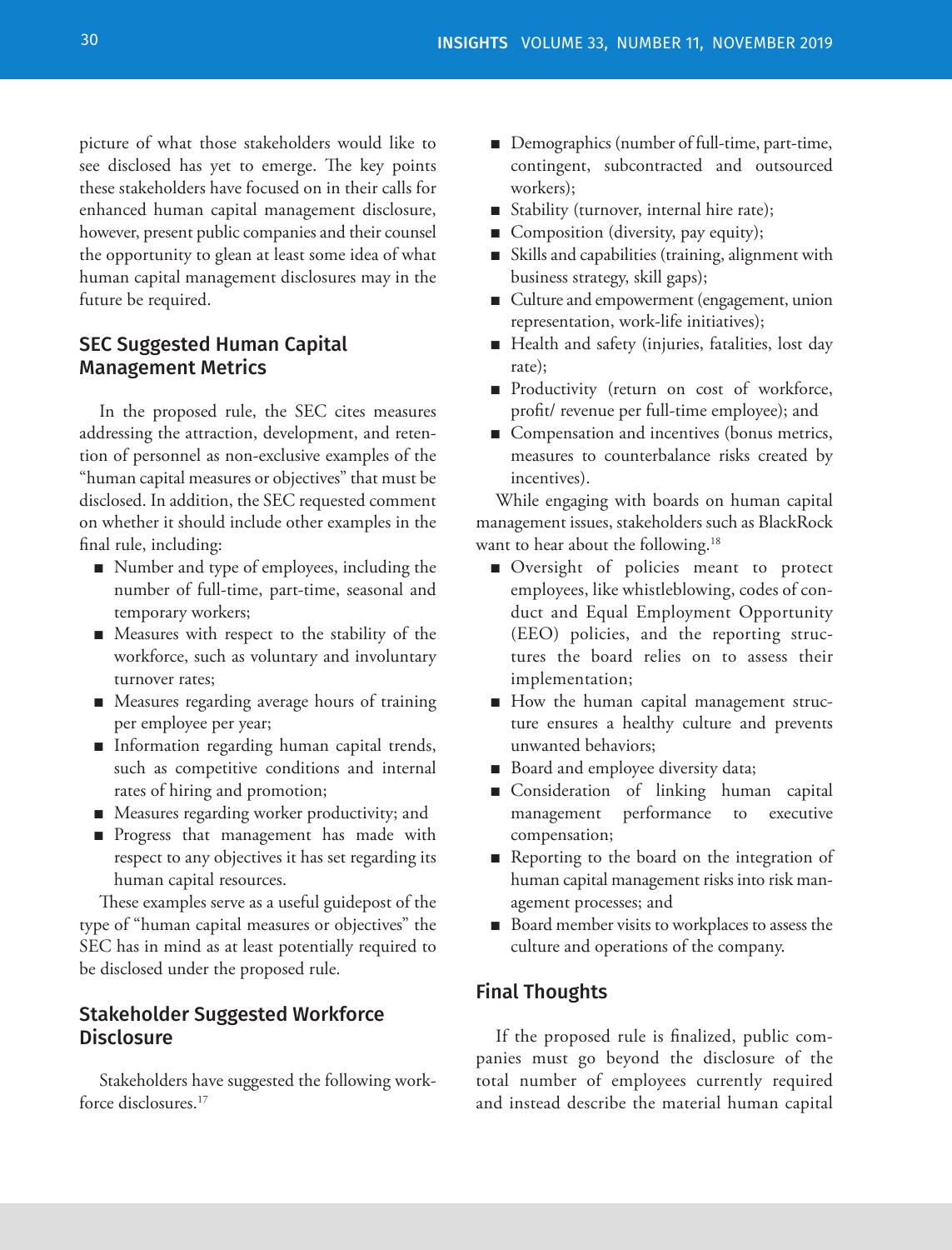picture of what those stakeholders would like to see disclosed has yet to emerge. The key points these stakeholders have focused on in their calls for enhanced human capital management disclosure, however, present public companies and their counsel the opportunity to glean at least some idea of what human capital management disclosures may in the future be required.

## SEC Suggested Human Capital Management Metrics

In the proposed rule, the SEC cites measures addressing the attraction, development, and retention of personnel as non-exclusive examples of the "human capital measures or objectives" that must be disclosed. In addition, the SEC requested comment on whether it should include other examples in the final rule, including:

- Number and type of employees, including the number of full-time, part-time, seasonal and temporary workers;
- Measures with respect to the stability of the workforce, such as voluntary and involuntary turnover rates;
- Measures regarding average hours of training per employee per year;
- Information regarding human capital trends, such as competitive conditions and internal rates of hiring and promotion;
- Measures regarding worker productivity; and
- Progress that management has made with respect to any objectives it has set regarding its human capital resources.

These examples serve as a useful guidepost of the type of "human capital measures or objectives" the SEC has in mind as at least potentially required to be disclosed under the proposed rule.

## Stakeholder Suggested Workforce Disclosure

Stakeholders have suggested the following workforce disclosures.[17]

- Demographics (number of full-time, part-time, contingent, subcontracted and outsourced workers);
- Stability (turnover, internal hire rate);
- Composition (diversity, pay equity);
- Skills and capabilities (training, alignment with business strategy, skill gaps);
- Culture and empowerment (engagement, union representation, work-life initiatives);
- Health and safety (injuries, fatalities, lost day rate);
- Productivity (return on cost of workforce, profit/ revenue per full-time employee); and
- Compensation and incentives (bonus metrics, measures to counterbalance risks created by incentives).

While engaging with boards on human capital management issues, stakeholders such as BlackRock want to hear about the following.[18]

- Oversight of policies meant to protect employees, like whistleblowing, codes of conduct and Equal Employment Opportunity (EEO) policies, and the reporting structures the board relies on to assess their implementation;
- How the human capital management structure ensures a healthy culture and prevents unwanted behaviors;
- Board and employee diversity data;
- Consideration of linking human capital management performance to executive compensation;
- Reporting to the board on the integration of human capital management risks into risk management processes; and
- Board member visits to workplaces to assess the culture and operations of the company.

## Final Thoughts

If the proposed rule is finalized, public companies must go beyond the disclosure of the total number of employees currently required and instead describe the material human capital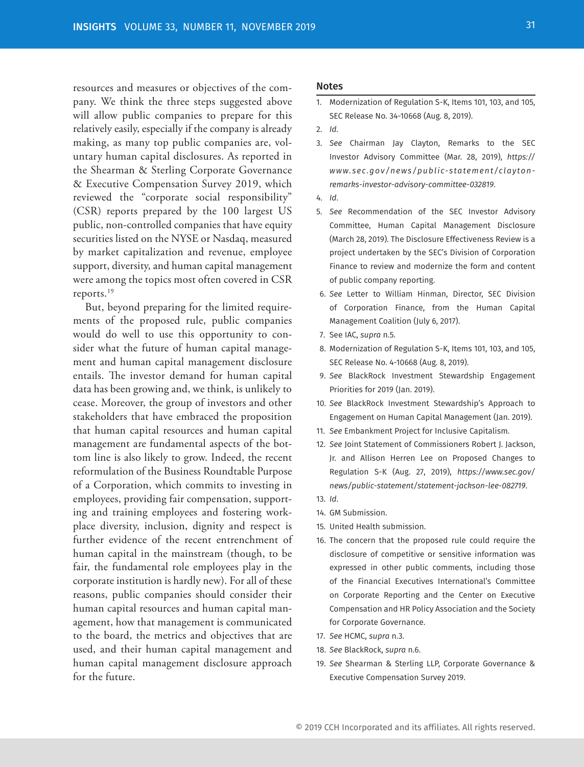resources and measures or objectives of the company. We think the three steps suggested above will allow public companies to prepare for this relatively easily, especially if the company is already making, as many top public companies are, voluntary human capital disclosures. As reported in the Shearman & Sterling Corporate Governance & Executive Compensation Survey 2019, which reviewed the "corporate social responsibility" (CSR) reports prepared by the 100 largest US public, non-controlled companies that have equity securities listed on the NYSE or Nasdaq, measured by market capitalization and revenue, employee support, diversity, and human capital management were among the topics most often covered in CSR reports.[19]

But, beyond preparing for the limited requirements of the proposed rule, public companies would do well to use this opportunity to consider what the future of human capital management and human capital management disclosure entails. The investor demand for human capital data has been growing and, we think, is unlikely to cease. Moreover, the group of investors and other stakeholders that have embraced the proposition that human capital resources and human capital management are fundamental aspects of the bottom line is also likely to grow. Indeed, the recent reformulation of the Business Roundtable Purpose of a Corporation, which commits to investing in employees, providing fair compensation, supporting and training employees and fostering workplace diversity, inclusion, dignity and respect is further evidence of the recent entrenchment of human capital in the mainstream (though, to be fair, the fundamental role employees play in the corporate institution is hardly new). For all of these reasons, public companies should consider their human capital resources and human capital management, how that management is communicated to the board, the metrics and objectives that are used, and their human capital management and human capital management disclosure approach for the future.

## Notes

1. Modernization of Regulation S-K, Items 101, 103, and 105, SEC Release No. 34-10668 (Aug. 8, 2019).
2. *Id.*
3. *See* Chairman Jay Clayton, Remarks to the SEC Investor Advisory Committee (Mar. 28, 2019), *https://www.sec.gov/news/public-statement/clayton-remarks-investor-advisory-committee-032819*.
4. *Id.*
5. *See* Recommendation of the SEC Investor Advisory Committee, Human Capital Management Disclosure (March 28, 2019). The Disclosure Effectiveness Review is a project undertaken by the SEC's Division of Corporation Finance to review and modernize the form and content of public company reporting.
6. *See* Letter to William Hinman, Director, SEC Division of Corporation Finance, from the Human Capital Management Coalition (July 6, 2017).
7. See IAC, *supra* n.5.
8. Modernization of Regulation S-K, Items 101, 103, and 105, SEC Release No. 4-10668 (Aug. 8, 2019).
9. *See* BlackRock Investment Stewardship Engagement Priorities for 2019 (Jan. 2019).
10. *See* BlackRock Investment Stewardship's Approach to Engagement on Human Capital Management (Jan. 2019).
11. *See* Embankment Project for Inclusive Capitalism.
12. *See* Joint Statement of Commissioners Robert J. Jackson, Jr. and Allison Herren Lee on Proposed Changes to Regulation S-K (Aug. 27, 2019), *https://www.sec.gov/news/public-statement/statement-jackson-lee-082719*.
13. *Id.*
14. GM Submission.
15. United Health submission.
16. The concern that the proposed rule could require the disclosure of competitive or sensitive information was expressed in other public comments, including those of the Financial Executives International's Committee on Corporate Reporting and the Center on Executive Compensation and HR Policy Association and the Society for Corporate Governance.
17. *See* HCMC, *supra* n.3.
18. *See* BlackRock, *supra* n.6.
19. *See* Shearman & Sterling LLP, Corporate Governance & Executive Compensation Survey 2019.